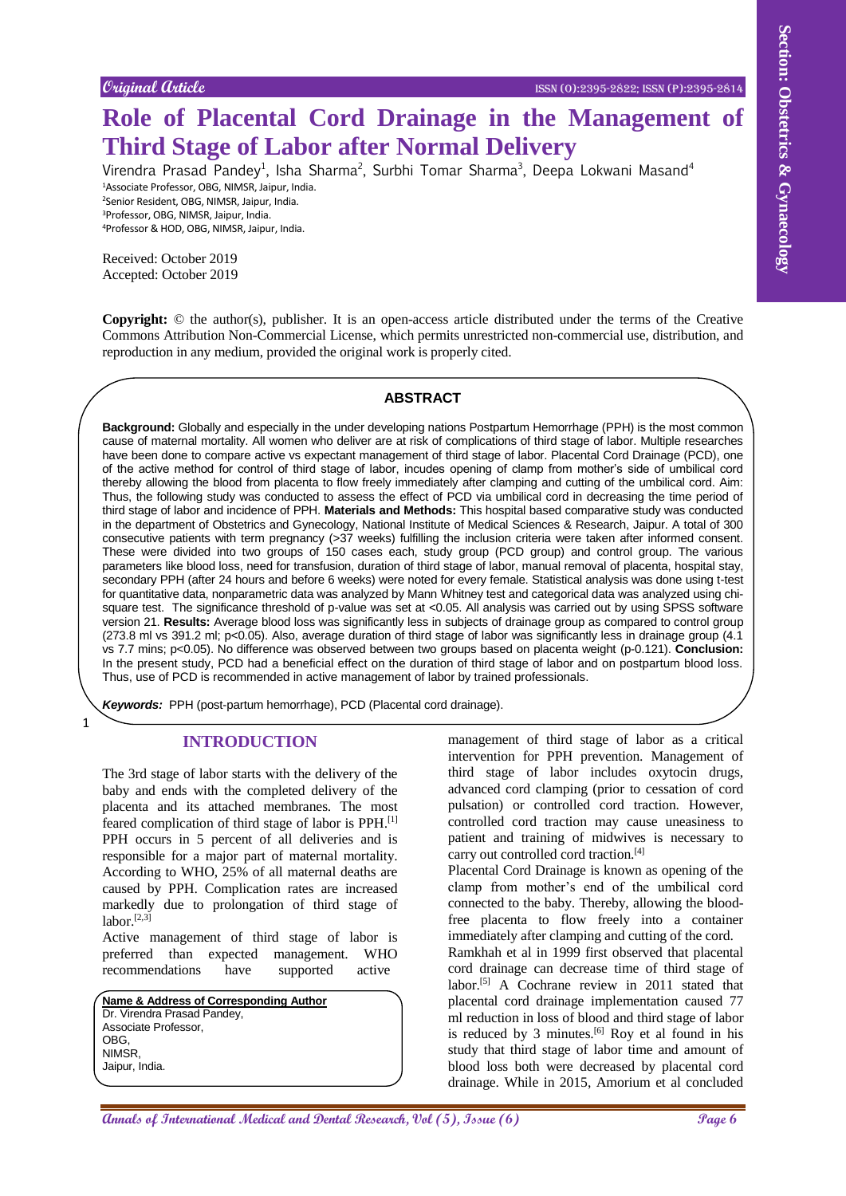Original Article

# Role of Placental Cord Drainage in the Management of Third Stage of Labor after Normal Delivery

Virendra Prasad Pandey[1], Isha Sharma[2], Surbhi Tomar Sharma[3], Deepa Lokwani Masand[4]

[1]Associate Professor, OBG, NIMSR, Jaipur, India.
[2]Senior Resident, OBG, NIMSR, Jaipur, India.
[3]Professor, OBG, NIMSR, Jaipur, India.
[4]Professor & HOD, OBG, NIMSR, Jaipur, India.

Received: October 2019
Accepted: October 2019

**Copyright:** © the author(s), publisher. It is an open-access article distributed under the terms of the Creative Commons Attribution Non-Commercial License, which permits unrestricted non-commercial use, distribution, and reproduction in any medium, provided the original work is properly cited.

## ABSTRACT

**Background:** Globally and especially in the under developing nations Postpartum Hemorrhage (PPH) is the most common cause of maternal mortality. All women who deliver are at risk of complications of third stage of labor. Multiple researches have been done to compare active vs expectant management of third stage of labor. Placental Cord Drainage (PCD), one of the active method for control of third stage of labor, incudes opening of clamp from mother's side of umbilical cord thereby allowing the blood from placenta to flow freely immediately after clamping and cutting of the umbilical cord. Aim: Thus, the following study was conducted to assess the effect of PCD via umbilical cord in decreasing the time period of third stage of labor and incidence of PPH. **Materials and Methods:** This hospital based comparative study was conducted in the department of Obstetrics and Gynecology, National Institute of Medical Sciences & Research, Jaipur. A total of 300 consecutive patients with term pregnancy (>37 weeks) fulfilling the inclusion criteria were taken after informed consent. These were divided into two groups of 150 cases each, study group (PCD group) and control group. The various parameters like blood loss, need for transfusion, duration of third stage of labor, manual removal of placenta, hospital stay, secondary PPH (after 24 hours and before 6 weeks) were noted for every female. Statistical analysis was done using t-test for quantitative data, nonparametric data was analyzed by Mann Whitney test and categorical data was analyzed using chi-square test. The significance threshold of p-value was set at <0.05. All analysis was carried out by using SPSS software version 21. **Results:** Average blood loss was significantly less in subjects of drainage group as compared to control group (273.8 ml vs 391.2 ml; p<0.05). Also, average duration of third stage of labor was significantly less in drainage group (4.1 vs 7.7 mins; p<0.05). No difference was observed between two groups based on placenta weight (p-0.121). **Conclusion:** In the present study, PCD had a beneficial effect on the duration of third stage of labor and on postpartum blood loss. Thus, use of PCD is recommended in active management of labor by trained professionals.

***Keywords:*** PPH (post-partum hemorrhage), PCD (Placental cord drainage).

## INTRODUCTION

The 3rd stage of labor starts with the delivery of the baby and ends with the completed delivery of the placenta and its attached membranes. The most feared complication of third stage of labor is PPH.[1] PPH occurs in 5 percent of all deliveries and is responsible for a major part of maternal mortality. According to WHO, 25% of all maternal deaths are caused by PPH. Complication rates are increased markedly due to prolongation of third stage of labor.[2,3]

Active management of third stage of labor is preferred than expected management. WHO recommendations have supported active management of third stage of labor as a critical intervention for PPH prevention. Management of third stage of labor includes oxytocin drugs, advanced cord clamping (prior to cessation of cord pulsation) or controlled cord traction. However, controlled cord traction may cause uneasiness to patient and training of midwives is necessary to carry out controlled cord traction.[4]

Placental Cord Drainage is known as opening of the clamp from mother's end of the umbilical cord connected to the baby. Thereby, allowing the blood-free placenta to flow freely into a container immediately after clamping and cutting of the cord.

Ramkhah et al in 1999 first observed that placental cord drainage can decrease time of third stage of labor.[5] A Cochrane review in 2011 stated that placental cord drainage implementation caused 77 ml reduction in loss of blood and third stage of labor is reduced by 3 minutes.[6] Roy et al found in his study that third stage of labor time and amount of blood loss both were decreased by placental cord drainage. While in 2015, Amorium et al concluded

**Name & Address of Corresponding Author**
Dr. Virendra Prasad Pandey,
Associate Professor,
OBG,
NIMSR,
Jaipur, India.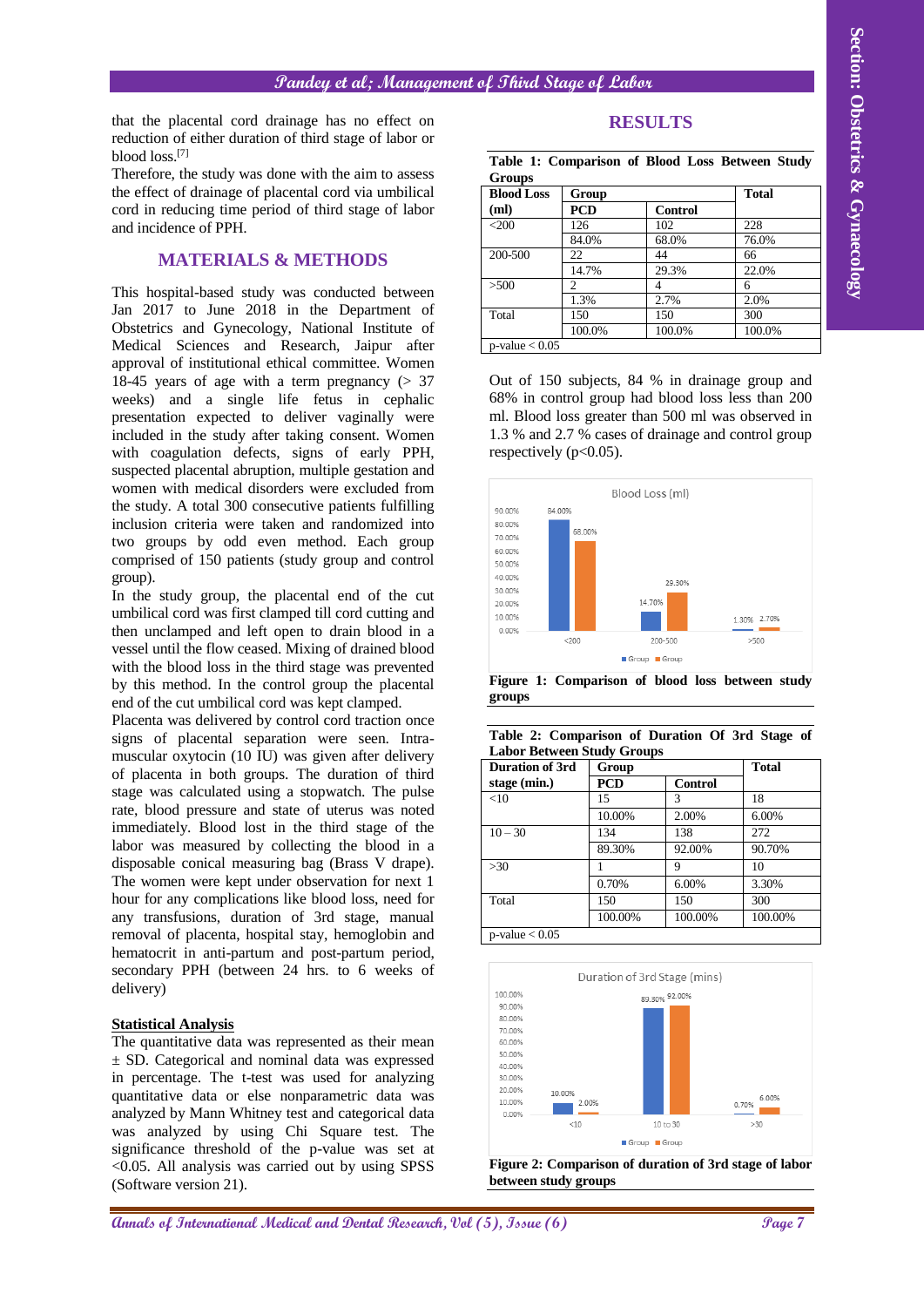that the placental cord drainage has no effect on reduction of either duration of third stage of labor or blood loss.[7]

Therefore, the study was done with the aim to assess the effect of drainage of placental cord via umbilical cord in reducing time period of third stage of labor and incidence of PPH.

## MATERIALS & METHODS

This hospital-based study was conducted between Jan 2017 to June 2018 in the Department of Obstetrics and Gynecology, National Institute of Medical Sciences and Research, Jaipur after approval of institutional ethical committee. Women 18-45 years of age with a term pregnancy (> 37 weeks) and a single life fetus in cephalic presentation expected to deliver vaginally were included in the study after taking consent. Women with coagulation defects, signs of early PPH, suspected placental abruption, multiple gestation and women with medical disorders were excluded from the study. A total 300 consecutive patients fulfilling inclusion criteria were taken and randomized into two groups by odd even method. Each group comprised of 150 patients (study group and control group).

In the study group, the placental end of the cut umbilical cord was first clamped till cord cutting and then unclamped and left open to drain blood in a vessel until the flow ceased. Mixing of drained blood with the blood loss in the third stage was prevented by this method. In the control group the placental end of the cut umbilical cord was kept clamped.

Placenta was delivered by control cord traction once signs of placental separation were seen. Intra-muscular oxytocin (10 IU) was given after delivery of placenta in both groups. The duration of third stage was calculated using a stopwatch. The pulse rate, blood pressure and state of uterus was noted immediately. Blood lost in the third stage of the labor was measured by collecting the blood in a disposable conical measuring bag (Brass V drape). The women were kept under observation for next 1 hour for any complications like blood loss, need for any transfusions, duration of 3rd stage, manual removal of placenta, hospital stay, hemoglobin and hematocrit in anti-partum and post-partum period, secondary PPH (between 24 hrs. to 6 weeks of delivery)

### Statistical Analysis

The quantitative data was represented as their mean ± SD. Categorical and nominal data was expressed in percentage. The t-test was used for analyzing quantitative data or else nonparametric data was analyzed by Mann Whitney test and categorical data was analyzed by using Chi Square test. The significance threshold of the p-value was set at <0.05. All analysis was carried out by using SPSS (Software version 21).

## RESULTS

**Table 1: Comparison of Blood Loss Between Study Groups**

| Blood Loss (ml) | Group | | Total |
|---|---|---|---|
| | PCD | Control | |
| <200 | 126 | 102 | 228 |
| | 84.0% | 68.0% | 76.0% |
| 200-500 | 22 | 44 | 66 |
| | 14.7% | 29.3% | 22.0% |
| >500 | 2 | 4 | 6 |
| | 1.3% | 2.7% | 2.0% |
| Total | 150 | 150 | 300 |
| | 100.0% | 100.0% | 100.0% |

p-value < 0.05

Out of 150 subjects, 84 % in drainage group and 68% in control group had blood loss less than 200 ml. Blood loss greater than 500 ml was observed in 1.3 % and 2.7 % cases of drainage and control group respectively (p<0.05).

**Figure 1: Comparison of blood loss between study groups**

**Table 2: Comparison of Duration Of 3rd Stage of Labor Between Study Groups**

| Duration of 3rd stage (min.) | Group | | Total |
|---|---|---|---|
| | PCD | Control | |
| <10 | 15 | 3 | 18 |
| | 10.00% | 2.00% | 6.00% |
| 10 – 30 | 134 | 138 | 272 |
| | 89.30% | 92.00% | 90.70% |
| >30 | 1 | 9 | 10 |
| | 0.70% | 6.00% | 3.30% |
| Total | 150 | 150 | 300 |
| | 100.00% | 100.00% | 100.00% |

p-value < 0.05

**Figure 2: Comparison of duration of 3rd stage of labor between study groups**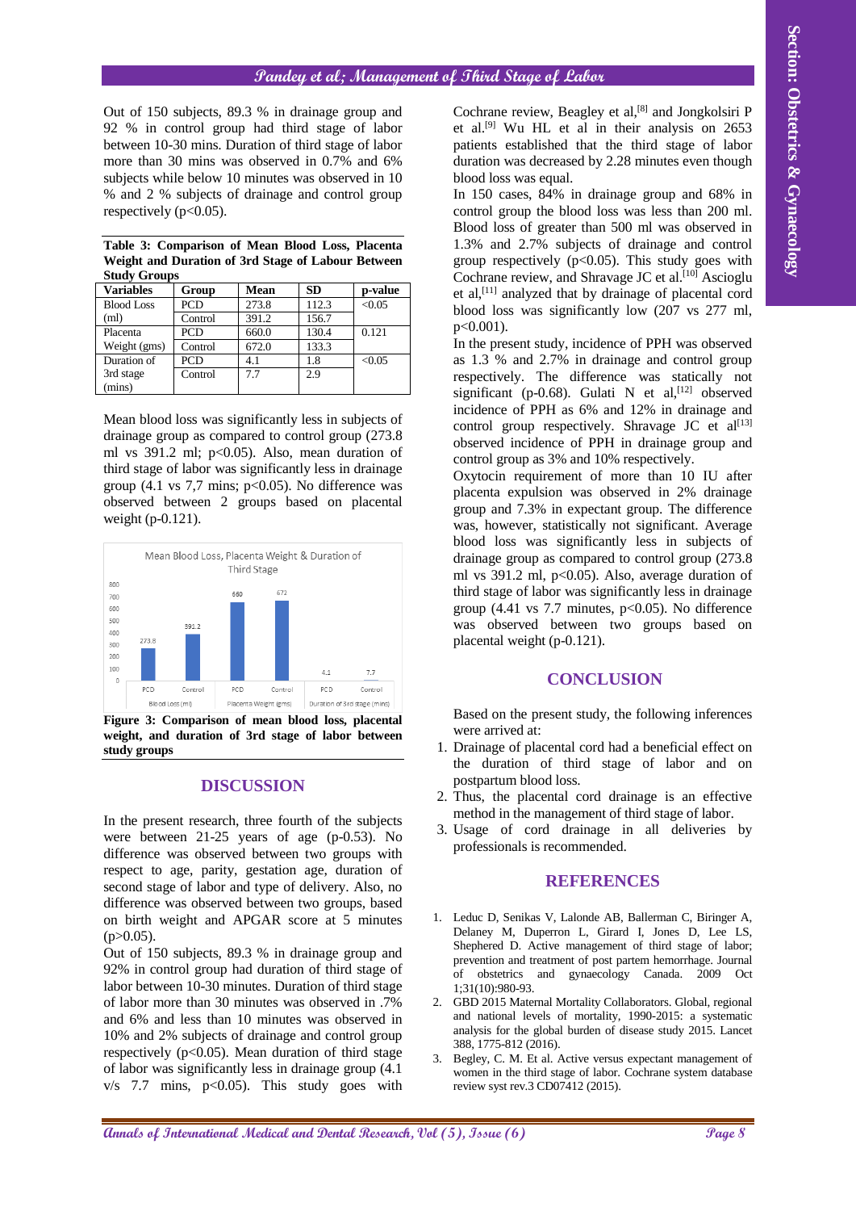Out of 150 subjects, 89.3 % in drainage group and 92 % in control group had third stage of labor between 10-30 mins. Duration of third stage of labor more than 30 mins was observed in 0.7% and 6% subjects while below 10 minutes was observed in 10 % and 2 % subjects of drainage and control group respectively ($p<0.05$).

**Table 3: Comparison of Mean Blood Loss, Placenta Weight and Duration of 3rd Stage of Labour Between Study Groups**

| Variables | Group | Mean | SD | p-value |
|---|---|---|---|---|
| Blood Loss (ml) | PCD | 273.8 | 112.3 | <0.05 |
| | Control | 391.2 | 156.7 | |
| Placenta Weight (gms) | PCD | 660.0 | 130.4 | 0.121 |
| | Control | 672.0 | 133.3 | |
| Duration of 3rd stage (mins) | PCD | 4.1 | 1.8 | <0.05 |
| | Control | 7.7 | 2.9 | |

Mean blood loss was significantly less in subjects of drainage group as compared to control group (273.8 ml vs 391.2 ml; $p<0.05$). Also, mean duration of third stage of labor was significantly less in drainage group (4.1 vs 7,7 mins; $p<0.05$). No difference was observed between 2 groups based on placental weight (p-0.121).

**Figure 3: Comparison of mean blood loss, placental weight, and duration of 3rd stage of labor between study groups**

## DISCUSSION

In the present research, three fourth of the subjects were between 21-25 years of age (p-0.53). No difference was observed between two groups with respect to age, parity, gestation age, duration of second stage of labor and type of delivery. Also, no difference was observed between two groups, based on birth weight and APGAR score at 5 minutes ($p>0.05$).

Out of 150 subjects, 89.3 % in drainage group and 92% in control group had duration of third stage of labor between 10-30 minutes. Duration of third stage of labor more than 30 minutes was observed in .7% and 6% and less than 10 minutes was observed in 10% and 2% subjects of drainage and control group respectively ($p<0.05$). Mean duration of third stage of labor was significantly less in drainage group (4.1 v/s 7.7 mins, $p<0.05$). This study goes with Cochrane review, Beagley et al,[8] and Jongkolsiri P et al.[9] Wu HL et al in their analysis on 2653 patients established that the third stage of labor duration was decreased by 2.28 minutes even though blood loss was equal.

In 150 cases, 84% in drainage group and 68% in control group the blood loss was less than 200 ml. Blood loss of greater than 500 ml was observed in 1.3% and 2.7% subjects of drainage and control group respectively ($p<0.05$). This study goes with Cochrane review, and Shravage JC et al.[10] Ascioglu et al,[11] analyzed that by drainage of placental cord blood loss was significantly low (207 vs 277 ml, $p<0.001$).

In the present study, incidence of PPH was observed as 1.3 % and 2.7% in drainage and control group respectively. The difference was statically not significant (p-0.68). Gulati N et al,[12] observed incidence of PPH as 6% and 12% in drainage and control group respectively. Shravage JC et al[13] observed incidence of PPH in drainage group and control group as 3% and 10% respectively.

Oxytocin requirement of more than 10 IU after placenta expulsion was observed in 2% drainage group and 7.3% in expectant group. The difference was, however, statistically not significant. Average blood loss was significantly less in subjects of drainage group as compared to control group (273.8 ml vs 391.2 ml, $p<0.05$). Also, average duration of third stage of labor was significantly less in drainage group (4.41 vs 7.7 minutes, $p<0.05$). No difference was observed between two groups based on placental weight (p-0.121).

## CONCLUSION

Based on the present study, the following inferences were arrived at:

1. Drainage of placental cord had a beneficial effect on the duration of third stage of labor and on postpartum blood loss.
2. Thus, the placental cord drainage is an effective method in the management of third stage of labor.
3. Usage of cord drainage in all deliveries by professionals is recommended.

## REFERENCES

1. Leduc D, Senikas V, Lalonde AB, Ballerman C, Biringer A, Delaney M, Duperron L, Girard I, Jones D, Lee LS, Shephered D. Active management of third stage of labor; prevention and treatment of post partem hemorrhage. Journal of obstetrics and gynaecology Canada. 2009 Oct 1;31(10):980-93.
2. GBD 2015 Maternal Mortality Collaborators. Global, regional and national levels of mortality, 1990-2015: a systematic analysis for the global burden of disease study 2015. Lancet 388, 1775-812 (2016).
3. Begley, C. M. Et al. Active versus expectant management of women in the third stage of labor. Cochrane system database review syst rev.3 CD07412 (2015).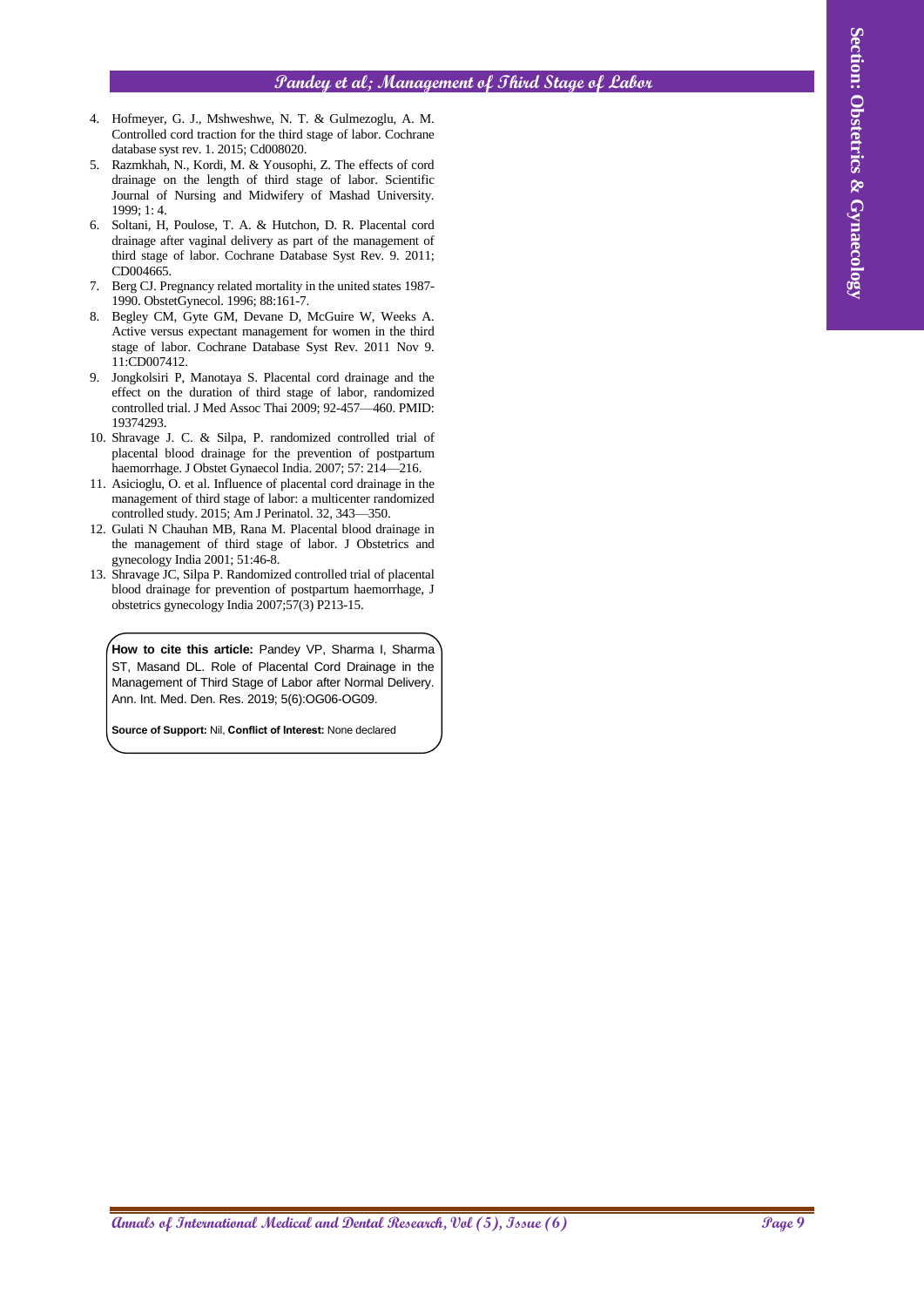4. Hofmeyer, G. J., Mshweshwe, N. T. & Gulmezoglu, A. M. Controlled cord traction for the third stage of labor. Cochrane database syst rev. 1. 2015; Cd008020.
5. Razmkhah, N., Kordi, M. & Yousophi, Z. The effects of cord drainage on the length of third stage of labor. Scientific Journal of Nursing and Midwifery of Mashad University. 1999; 1: 4.
6. Soltani, H, Poulose, T. A. & Hutchon, D. R. Placental cord drainage after vaginal delivery as part of the management of third stage of labor. Cochrane Database Syst Rev. 9. 2011; CD004665.
7. Berg CJ. Pregnancy related mortality in the united states 1987-1990. ObstetGynecol. 1996; 88:161-7.
8. Begley CM, Gyte GM, Devane D, McGuire W, Weeks A. Active versus expectant management for women in the third stage of labor. Cochrane Database Syst Rev. 2011 Nov 9. 11:CD007412.
9. Jongkolsiri P, Manotaya S. Placental cord drainage and the effect on the duration of third stage of labor, randomized controlled trial. J Med Assoc Thai 2009; 92-457—460. PMID: 19374293.
10. Shravage J. C. & Silpa, P. randomized controlled trial of placental blood drainage for the prevention of postpartum haemorrhage. J Obstet Gynaecol India. 2007; 57: 214—216.
11. Asicioglu, O. et al. Influence of placental cord drainage in the management of third stage of labor: a multicenter randomized controlled study. 2015; Am J Perinatol. 32, 343—350.
12. Gulati N Chauhan MB, Rana M. Placental blood drainage in the management of third stage of labor. J Obstetrics and gynecology India 2001; 51:46-8.
13. Shravage JC, Silpa P. Randomized controlled trial of placental blood drainage for prevention of postpartum haemorrhage, J obstetrics gynecology India 2007;57(3) P213-15.

**How to cite this article:** Pandey VP, Sharma I, Sharma ST, Masand DL. Role of Placental Cord Drainage in the Management of Third Stage of Labor after Normal Delivery. Ann. Int. Med. Den. Res. 2019; 5(6):OG06-OG09.

**Source of Support:** Nil, **Conflict of Interest:** None declared